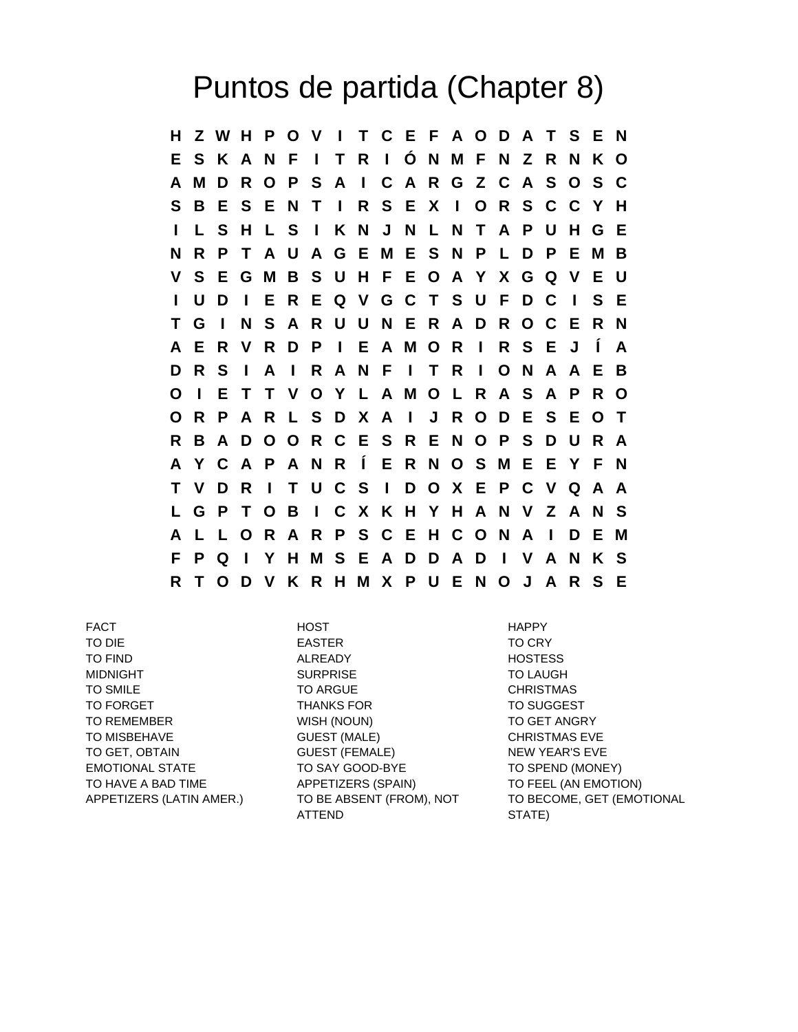# Puntos de partida (Chapter 8)

```
H Z W H P O V I T C E F A O D A T S E N
E S K A N F I T R I Ó N M F N Z R N K O
A M D R O P S A I C A R G Z C A S O S C
S B E S E N T I R S E X I O R S C C Y H
I L S H L S I K N J N L N T A P U H G E
N R P T A U A G E M E S N P L D P E M B
V S E G M B S U H F E O A Y X G Q V E U
I U D I E R E Q V G C T S U F D C I S E
T G I N S A R U U N E R A D R O C E R N
A E R V R D P I E A M O R I R S E J Í A
D R S I A I R A N F I T R I O N A A E B
O I E T T V O Y L A M O L R A S A P R O
O R P A R L S D X A I J R O D E S E O T
R B A D O O R C E S R E N O P S D U R A
A Y C A P A N R Í E R N O S M E E Y F N
T V D R I T U C S I D O X E P C V Q A A
L G P T O B I C X K H Y H A N V Z A N S
A L L O R A R P S C E H C O N A I D E M
F P Q I Y H M S E A D D A D I V A N K S
R T O D V K R H M X P U E N O J A R S E
```

FACT
TO DIE
TO FIND
MIDNIGHT
TO SMILE
TO FORGET
TO REMEMBER
TO MISBEHAVE
TO GET, OBTAIN
EMOTIONAL STATE
TO HAVE A BAD TIME
APPETIZERS (LATIN AMER.)

HOST
EASTER
ALREADY
SURPRISE
TO ARGUE
THANKS FOR
WISH (NOUN)
GUEST (MALE)
GUEST (FEMALE)
TO SAY GOOD-BYE
APPETIZERS (SPAIN)
TO BE ABSENT (FROM), NOT ATTEND

HAPPY
TO CRY
HOSTESS
TO LAUGH
CHRISTMAS
TO SUGGEST
TO GET ANGRY
CHRISTMAS EVE
NEW YEAR'S EVE
TO SPEND (MONEY)
TO FEEL (AN EMOTION)
TO BECOME, GET (EMOTIONAL STATE)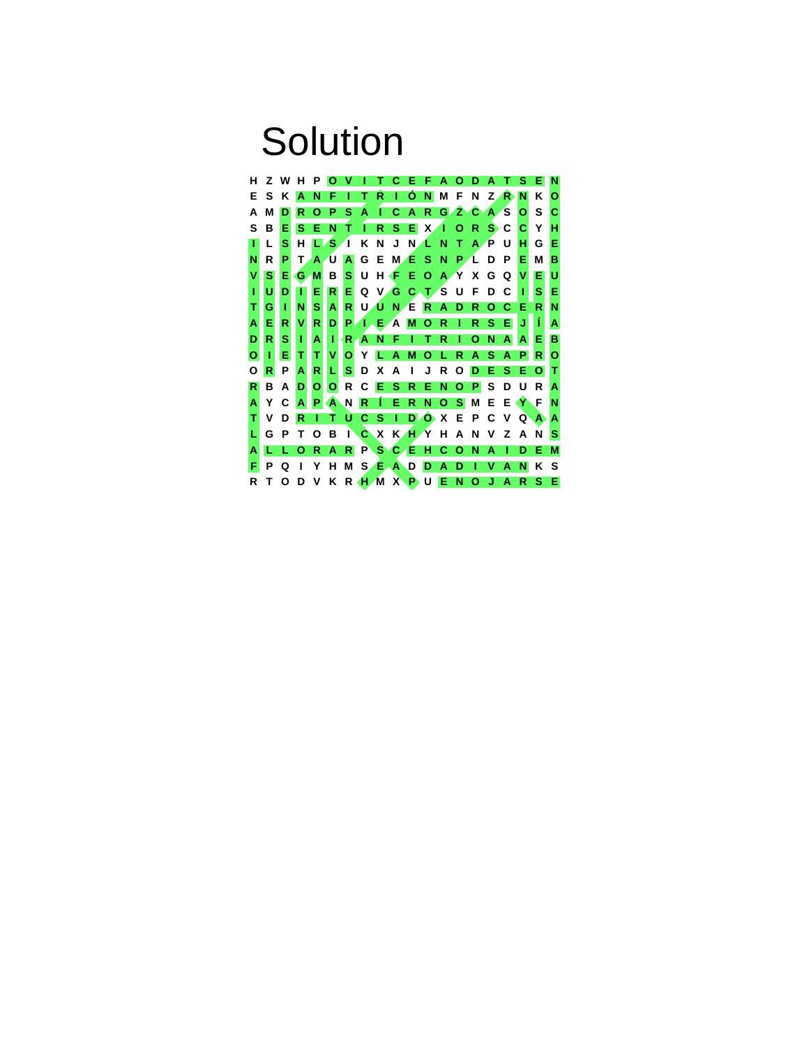# Solution

```
H Z W H P O V I T C E F A O D A T S E N
E S K A N F I T R I Ó N M F N Z R N K O
A M D R O P S A I C A R G Z C A S O S C
S B E S E N T I R S E X I O R S C C Y H
I L S H L S I K N J N L N T A P U H G E
N R P T A U A G E M E S N P L D P E M B
V S E G M B S U H F E O A Y X G Q V E U
I U D I E R E Q V G C T S U F D C I S E
T G I N S A R U U N E R A D R O C E R N
A E R V R D P I E A M O R I R S E J Í A
D R S I A I R A N F I T R I O N A A E B
O I E T T V O Y L A M O L R A S A P R O
O R P A R L S D X A I J R O D E S E O T
R B A D O O R C E S R E N O P S D U R A
A Y C A P A N R Í E R N O S M E E Y F N
T V D R I T U C S I D O X E P C V Q A A
L G P T O B I C X K H Y H A N V Z A N S
A L L O R A R P S C E H C O N A I D E M
F P Q I Y H M S E A D D A D I V A N K S
R T O D V K R H M X P U E N O J A R S E
```